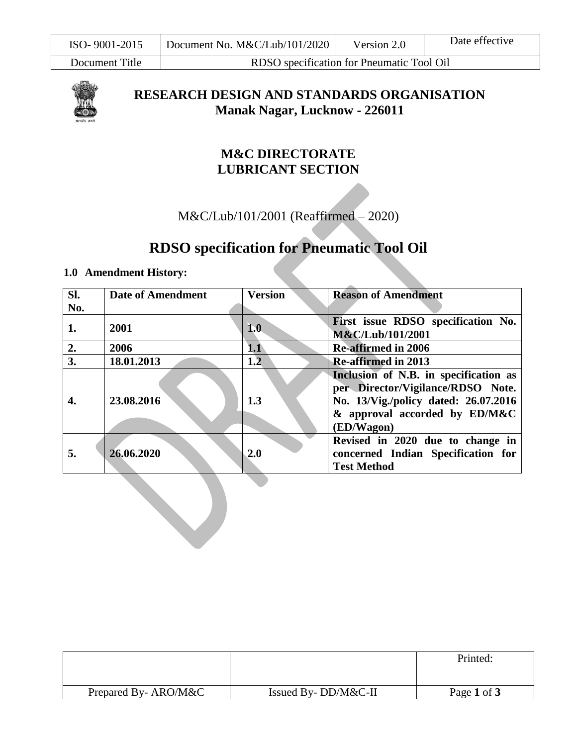# RESEARCH DESIGN AND STANDARDS ORGANISATION
## Manak Nagar, Lucknow - 226011

## M&C DIRECTORATE
## LUBRICANT SECTION

M&C/Lub/101/2001 (Reaffirmed – 2020)

# RDSO specification for Pneumatic Tool Oil

**1.0 Amendment History:**

| Sl. No. | Date of Amendment | Version | Reason of Amendment |
|---|---|---|---|
| 1. | 2001 | 1.0 | First issue RDSO specification No. M&C/Lub/101/2001 |
| 2. | 2006 | 1.1 | Re-affirmed in 2006 |
| 3. | 18.01.2013 | 1.2 | Re-affirmed in 2013 |
| 4. | 23.08.2016 | 1.3 | Inclusion of N.B. in specification as per Director/Vigilance/RDSO Note. No. 13/Vig./policy dated: 26.07.2016 & approval accorded by ED/M&C (ED/Wagon) |
| 5. | 26.06.2020 | 2.0 | Revised in 2020 due to change in concerned Indian Specification for Test Method |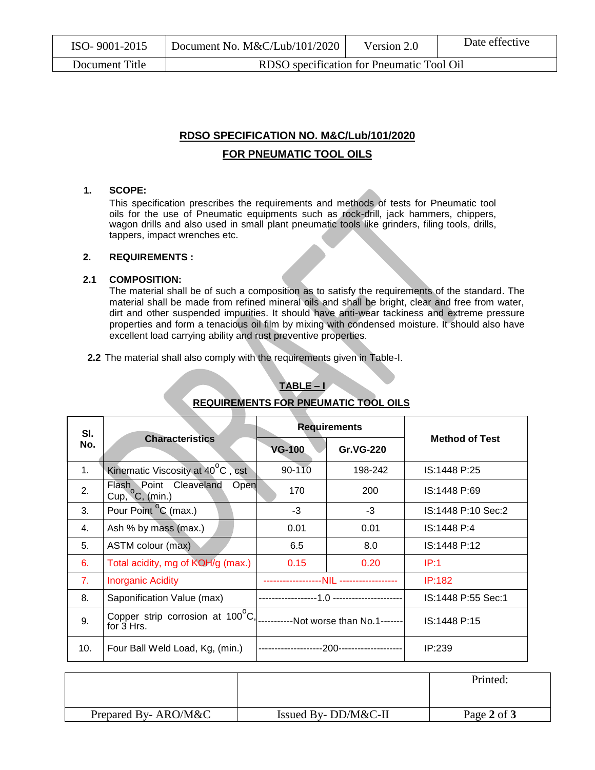## RDSO SPECIFICATION NO. M&C/Lub/101/2020

## FOR PNEUMATIC TOOL OILS

**1. SCOPE:**

This specification prescribes the requirements and methods of tests for Pneumatic tool oils for the use of Pneumatic equipments such as rock-drill, jack hammers, chippers, wagon drills and also used in small plant pneumatic tools like grinders, filing tools, drills, tappers, impact wrenches etc.

**2. REQUIREMENTS :**

**2.1 COMPOSITION:**

The material shall be of such a composition as to satisfy the requirements of the standard. The material shall be made from refined mineral oils and shall be bright, clear and free from water, dirt and other suspended impurities. It should have anti-wear tackiness and extreme pressure properties and form a tenacious oil film by mixing with condensed moisture. It should also have excellent load carrying ability and rust preventive properties.

**2.2** The material shall also comply with the requirements given in Table-I.

**TABLE – I**

**REQUIREMENTS FOR PNEUMATIC TOOL OILS**

| Sl. No. | Characteristics | Requirements | | Method of Test |
|---|---|---|---|---|
| | | VG-100 | Gr.VG-220 | |
| 1. | Kinematic Viscosity at 40 °C , cst | 90-110 | 198-242 | IS:1448 P:25 |
| 2. | Flash Point Cleaveland Open Cup, °C, (min.) | 170 | 200 | IS:1448 P:69 |
| 3. | Pour Point °C (max.) | -3 | -3 | IS:1448 P:10 Sec:2 |
| 4. | Ash % by mass (max.) | 0.01 | 0.01 | IS:1448 P:4 |
| 5. | ASTM colour (max) | 6.5 | 8.0 | IS:1448 P:12 |
| 6. | Total acidity, mg of KOH/g (max.) | 0.15 | 0.20 | IP:1 |
| 7. | Inorganic Acidity | NIL | | IP:182 |
| 8. | Saponification Value (max) | 1.0 | | IS:1448 P:55 Sec:1 |
| 9. | Copper strip corrosion at 100 °C, for 3 Hrs. | Not worse than No.1 | | IS:1448 P:15 |
| 10. | Four Ball Weld Load, Kg, (min.) | 200 | | IP:239 |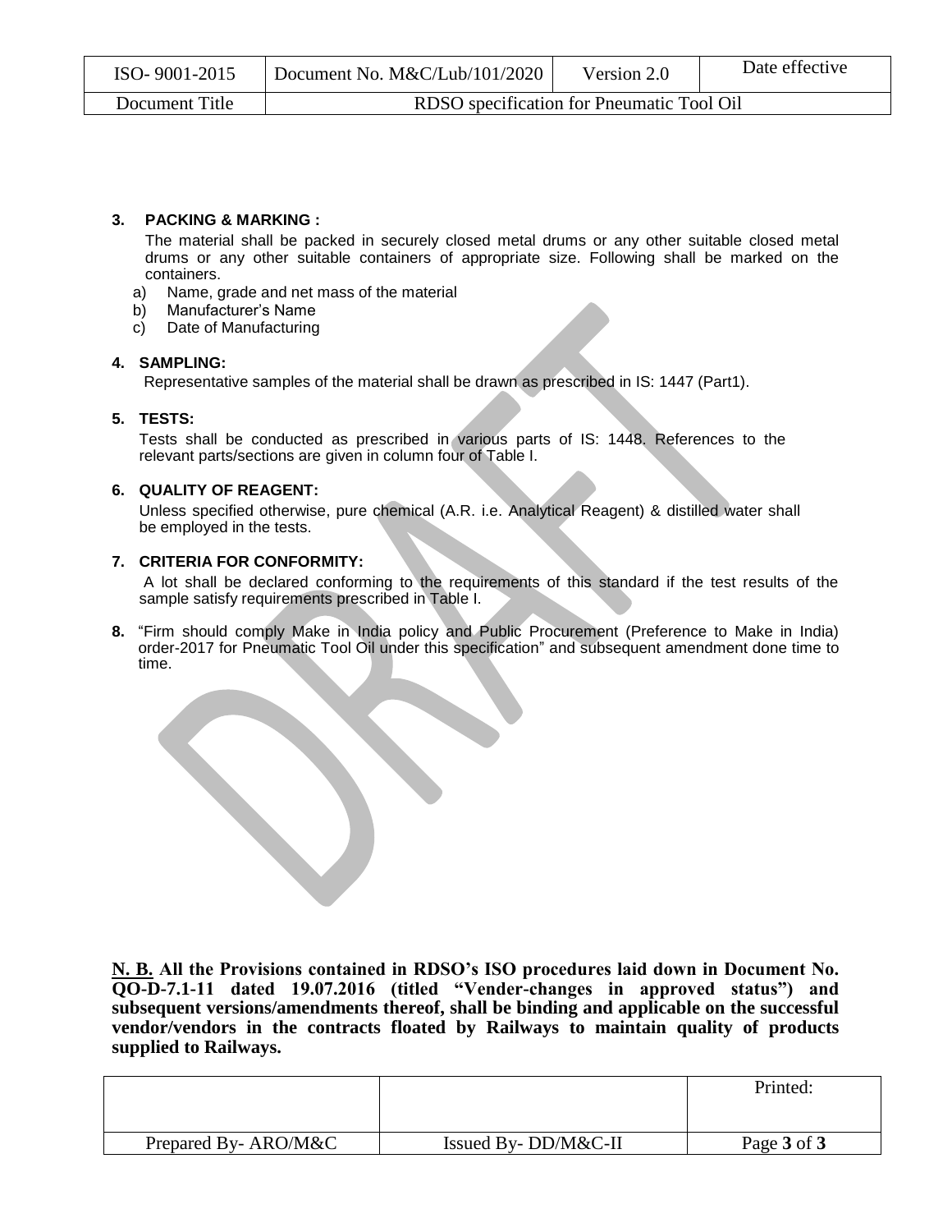**3. PACKING & MARKING :**

The material shall be packed in securely closed metal drums or any other suitable closed metal drums or any other suitable containers of appropriate size. Following shall be marked on the containers.

a) Name, grade and net mass of the material
b) Manufacturer's Name
c) Date of Manufacturing

**4. SAMPLING:**

Representative samples of the material shall be drawn as prescribed in IS: 1447 (Part1).

**5. TESTS:**

Tests shall be conducted as prescribed in various parts of IS: 1448. References to the relevant parts/sections are given in column four of Table I.

**6. QUALITY OF REAGENT:**

Unless specified otherwise, pure chemical (A.R. i.e. Analytical Reagent) & distilled water shall be employed in the tests.

**7. CRITERIA FOR CONFORMITY:**

A lot shall be declared conforming to the requirements of this standard if the test results of the sample satisfy requirements prescribed in Table I.

**8.** "Firm should comply Make in India policy and Public Procurement (Preference to Make in India) order-2017 for Pneumatic Tool Oil under this specification" and subsequent amendment done time to time.

**N. B. All the Provisions contained in RDSO's ISO procedures laid down in Document No. QO-D-7.1-11 dated 19.07.2016 (titled "Vender-changes in approved status") and subsequent versions/amendments thereof, shall be binding and applicable on the successful vendor/vendors in the contracts floated by Railways to maintain quality of products supplied to Railways.**